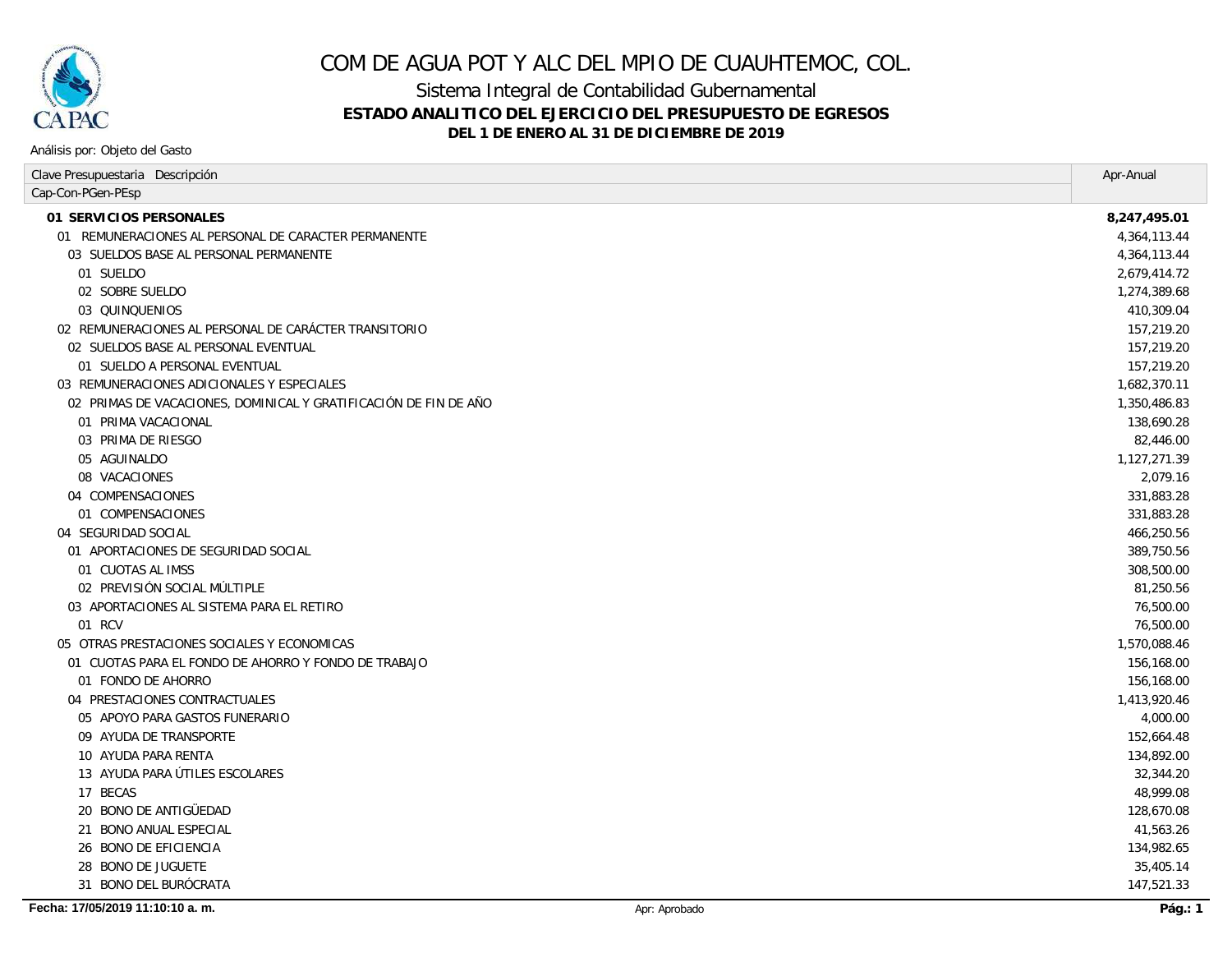# COM DE AGUA POT Y ALC DEL MPIO DE CUAUHTEMOC, COL.

## Sistema Integral de Contabilidad Gubernamental

### ESTADO ANALITICO DEL EJERCICIO DEL PRESUPUESTO DE EGRESOS

### DEL 1 DE ENERO AL 31 DE DICIEMBRE DE 2019

Análisis por: Objeto del Gasto

| Clave Presupuestaria Descripción<br>Cap-Con-PGen-PEsp | Apr-Anual |
|---|---|
| **01 SERVICIOS PERSONALES** | **8,247,495.01** |
| 01 REMUNERACIONES AL PERSONAL DE CARACTER PERMANENTE | 4,364,113.44 |
| 03 SUELDOS BASE AL PERSONAL PERMANENTE | 4,364,113.44 |
| 01 SUELDO | 2,679,414.72 |
| 02 SOBRE SUELDO | 1,274,389.68 |
| 03 QUINQUENIOS | 410,309.04 |
| 02 REMUNERACIONES AL PERSONAL DE CARÁCTER TRANSITORIO | 157,219.20 |
| 02 SUELDOS BASE AL PERSONAL EVENTUAL | 157,219.20 |
| 01 SUELDO A PERSONAL EVENTUAL | 157,219.20 |
| 03 REMUNERACIONES ADICIONALES Y ESPECIALES | 1,682,370.11 |
| 02 PRIMAS DE VACACIONES, DOMINICAL Y GRATIFICACIÓN DE FIN DE AÑO | 1,350,486.83 |
| 01 PRIMA VACACIONAL | 138,690.28 |
| 03 PRIMA DE RIESGO | 82,446.00 |
| 05 AGUINALDO | 1,127,271.39 |
| 08 VACACIONES | 2,079.16 |
| 04 COMPENSACIONES | 331,883.28 |
| 01 COMPENSACIONES | 331,883.28 |
| 04 SEGURIDAD SOCIAL | 466,250.56 |
| 01 APORTACIONES DE SEGURIDAD SOCIAL | 389,750.56 |
| 01 CUOTAS AL IMSS | 308,500.00 |
| 02 PREVISIÓN SOCIAL MÚLTIPLE | 81,250.56 |
| 03 APORTACIONES AL SISTEMA PARA EL RETIRO | 76,500.00 |
| 01 RCV | 76,500.00 |
| 05 OTRAS PRESTACIONES SOCIALES Y ECONOMICAS | 1,570,088.46 |
| 01 CUOTAS PARA EL FONDO DE AHORRO Y FONDO DE TRABAJO | 156,168.00 |
| 01 FONDO DE AHORRO | 156,168.00 |
| 04 PRESTACIONES CONTRACTUALES | 1,413,920.46 |
| 05 APOYO PARA GASTOS FUNERARIO | 4,000.00 |
| 09 AYUDA DE TRANSPORTE | 152,664.48 |
| 10 AYUDA PARA RENTA | 134,892.00 |
| 13 AYUDA PARA ÚTILES ESCOLARES | 32,344.20 |
| 17 BECAS | 48,999.08 |
| 20 BONO DE ANTIGÜEDAD | 128,670.08 |
| 21 BONO ANUAL ESPECIAL | 41,563.26 |
| 26 BONO DE EFICIENCIA | 134,982.65 |
| 28 BONO DE JUGUETE | 35,405.14 |
| 31 BONO DEL BURÓCRATA | 147,521.33 |

Fecha: 17/05/2019 11:10:10 a. m. Apr: Aprobado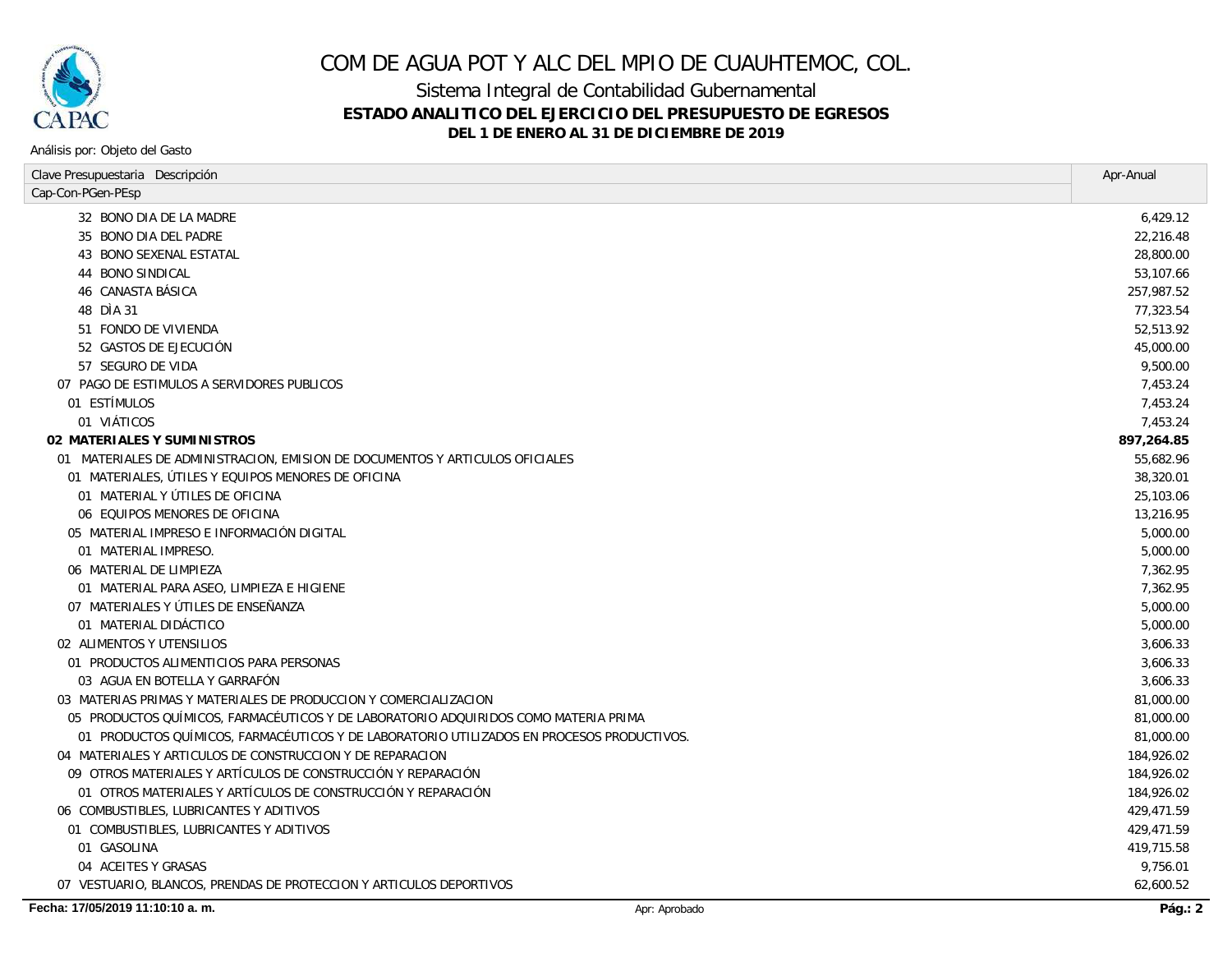# COM DE AGUA POT Y ALC DEL MPIO DE CUAUHTEMOC, COL.

## Sistema Integral de Contabilidad Gubernamental

### ESTADO ANALITICO DEL EJERCICIO DEL PRESUPUESTO DE EGRESOS

**DEL 1 DE ENERO AL 31 DE DICIEMBRE DE 2019**

Análisis por: Objeto del Gasto

| Clave Presupuestaria Descripción<br>Cap-Con-PGen-PEsp | Apr-Anual |
|---|---|
| 32 BONO DIA DE LA MADRE | 6,429.12 |
| 35 BONO DIA DEL PADRE | 22,216.48 |
| 43 BONO SEXENAL ESTATAL | 28,800.00 |
| 44 BONO SINDICAL | 53,107.66 |
| 46 CANASTA BÁSICA | 257,987.52 |
| 48 DÌA 31 | 77,323.54 |
| 51 FONDO DE VIVIENDA | 52,513.92 |
| 52 GASTOS DE EJECUCIÓN | 45,000.00 |
| 57 SEGURO DE VIDA | 9,500.00 |
| 07 PAGO DE ESTIMULOS A SERVIDORES PUBLICOS | 7,453.24 |
| 01 ESTÍMULOS | 7,453.24 |
| 01 VIÁTICOS | 7,453.24 |
| **02 MATERIALES Y SUMINISTROS** | **897,264.85** |
| 01 MATERIALES DE ADMINISTRACION, EMISION DE DOCUMENTOS Y ARTICULOS OFICIALES | 55,682.96 |
| 01 MATERIALES, ÚTILES Y EQUIPOS MENORES DE OFICINA | 38,320.01 |
| 01 MATERIAL Y ÚTILES DE OFICINA | 25,103.06 |
| 06 EQUIPOS MENORES DE OFICINA | 13,216.95 |
| 05 MATERIAL IMPRESO E INFORMACIÓN DIGITAL | 5,000.00 |
| 01 MATERIAL IMPRESO. | 5,000.00 |
| 06 MATERIAL DE LIMPIEZA | 7,362.95 |
| 01 MATERIAL PARA ASEO, LIMPIEZA E HIGIENE | 7,362.95 |
| 07 MATERIALES Y ÚTILES DE ENSEÑANZA | 5,000.00 |
| 01 MATERIAL DIDÁCTICO | 5,000.00 |
| 02 ALIMENTOS Y UTENSILIOS | 3,606.33 |
| 01 PRODUCTOS ALIMENTICIOS PARA PERSONAS | 3,606.33 |
| 03 AGUA EN BOTELLA Y GARRAFÓN | 3,606.33 |
| 03 MATERIAS PRIMAS Y MATERIALES DE PRODUCCION Y COMERCIALIZACION | 81,000.00 |
| 05 PRODUCTOS QUÍMICOS, FARMACÉUTICOS Y DE LABORATORIO ADQUIRIDOS COMO MATERIA PRIMA | 81,000.00 |
| 01 PRODUCTOS QUÍMICOS, FARMACÉUTICOS Y DE LABORATORIO UTILIZADOS EN PROCESOS PRODUCTIVOS. | 81,000.00 |
| 04 MATERIALES Y ARTICULOS DE CONSTRUCCION Y DE REPARACION | 184,926.02 |
| 09 OTROS MATERIALES Y ARTÍCULOS DE CONSTRUCCIÓN Y REPARACIÓN | 184,926.02 |
| 01 OTROS MATERIALES Y ARTÍCULOS DE CONSTRUCCIÓN Y REPARACIÓN | 184,926.02 |
| 06 COMBUSTIBLES, LUBRICANTES Y ADITIVOS | 429,471.59 |
| 01 COMBUSTIBLES, LUBRICANTES Y ADITIVOS | 429,471.59 |
| 01 GASOLINA | 419,715.58 |
| 04 ACEITES Y GRASAS | 9,756.01 |
| 07 VESTUARIO, BLANCOS, PRENDAS DE PROTECCION Y ARTICULOS DEPORTIVOS | 62,600.52 |

Fecha: 17/05/2019 11:10:10 a. m. — Apr: Aprobado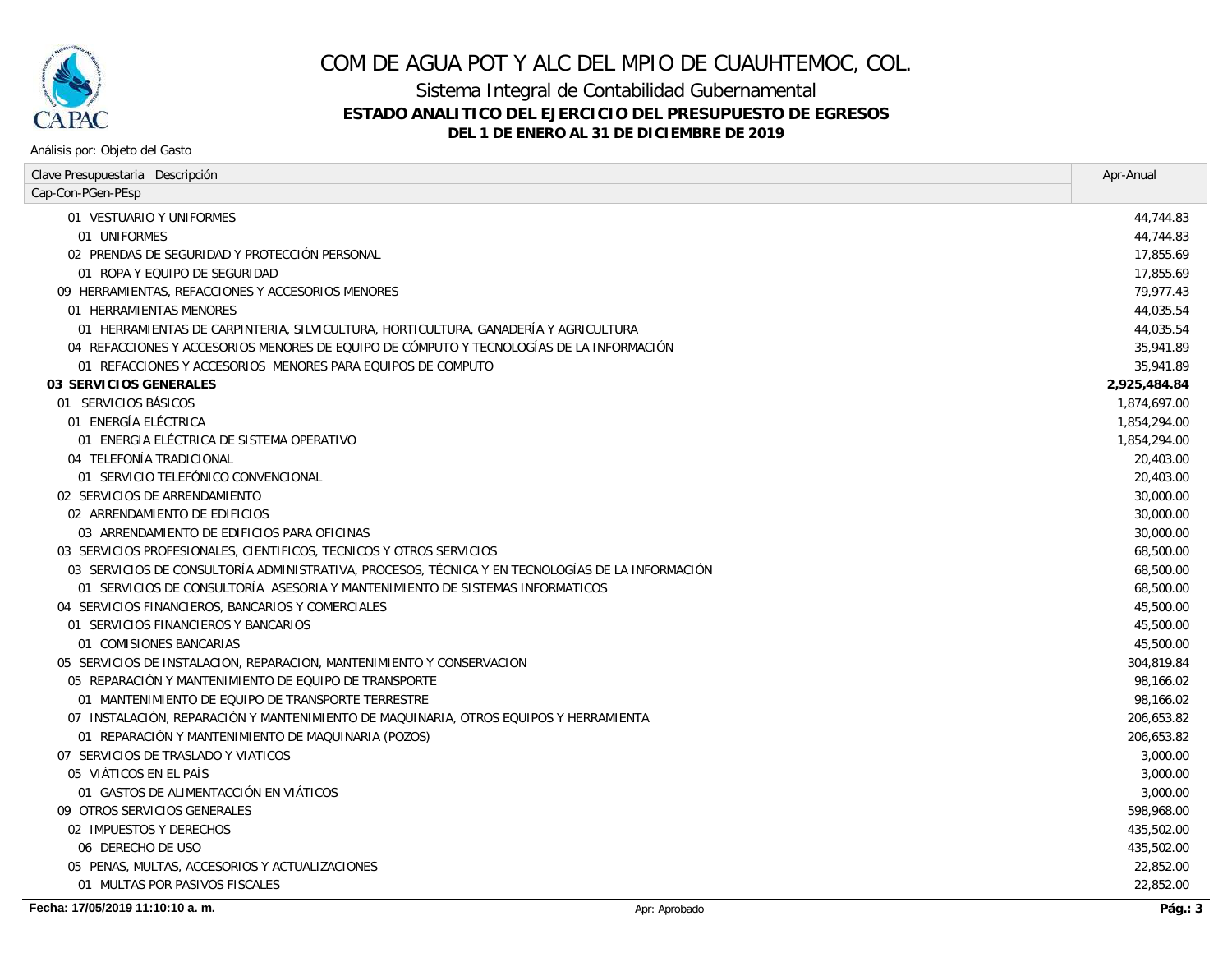# COM DE AGUA POT Y ALC DEL MPIO DE CUAUHTEMOC, COL.

## Sistema Integral de Contabilidad Gubernamental

### ESTADO ANALITICO DEL EJERCICIO DEL PRESUPUESTO DE EGRESOS

### DEL 1 DE ENERO AL 31 DE DICIEMBRE DE 2019

Análisis por: Objeto del Gasto

| Clave Presupuestaria Descripción<br>Cap-Con-PGen-PEsp | Apr-Anual |
|---|---|
| 01 VESTUARIO Y UNIFORMES | 44,744.83 |
| 01 UNIFORMES | 44,744.83 |
| 02 PRENDAS DE SEGURIDAD Y PROTECCIÓN PERSONAL | 17,855.69 |
| 01 ROPA Y EQUIPO DE SEGURIDAD | 17,855.69 |
| 09 HERRAMIENTAS, REFACCIONES Y ACCESORIOS MENORES | 79,977.43 |
| 01 HERRAMIENTAS MENORES | 44,035.54 |
| 01 HERRAMIENTAS DE CARPINTERIA, SILVICULTURA, HORTICULTURA, GANADERÍA Y AGRICULTURA | 44,035.54 |
| 04 REFACCIONES Y ACCESORIOS MENORES DE EQUIPO DE CÓMPUTO Y TECNOLOGÍAS DE LA INFORMACIÓN | 35,941.89 |
| 01 REFACCIONES Y ACCESORIOS MENORES PARA EQUIPOS DE COMPUTO | 35,941.89 |
| **03 SERVICIOS GENERALES** | **2,925,484.84** |
| 01 SERVICIOS BÁSICOS | 1,874,697.00 |
| 01 ENERGÍA ELÉCTRICA | 1,854,294.00 |
| 01 ENERGIA ELÉCTRICA DE SISTEMA OPERATIVO | 1,854,294.00 |
| 04 TELEFONÍA TRADICIONAL | 20,403.00 |
| 01 SERVICIO TELEFÓNICO CONVENCIONAL | 20,403.00 |
| 02 SERVICIOS DE ARRENDAMIENTO | 30,000.00 |
| 02 ARRENDAMIENTO DE EDIFICIOS | 30,000.00 |
| 03 ARRENDAMIENTO DE EDIFICIOS PARA OFICINAS | 30,000.00 |
| 03 SERVICIOS PROFESIONALES, CIENTIFICOS, TECNICOS Y OTROS SERVICIOS | 68,500.00 |
| 03 SERVICIOS DE CONSULTORÍA ADMINISTRATIVA, PROCESOS, TÉCNICA Y EN TECNOLOGÍAS DE LA INFORMACIÓN | 68,500.00 |
| 01 SERVICIOS DE CONSULTORÍA ASESORIA Y MANTENIMIENTO DE SISTEMAS INFORMATICOS | 68,500.00 |
| 04 SERVICIOS FINANCIEROS, BANCARIOS Y COMERCIALES | 45,500.00 |
| 01 SERVICIOS FINANCIEROS Y BANCARIOS | 45,500.00 |
| 01 COMISIONES BANCARIAS | 45,500.00 |
| 05 SERVICIOS DE INSTALACION, REPARACION, MANTENIMIENTO Y CONSERVACION | 304,819.84 |
| 05 REPARACIÓN Y MANTENIMIENTO DE EQUIPO DE TRANSPORTE | 98,166.02 |
| 01 MANTENIMIENTO DE EQUIPO DE TRANSPORTE TERRESTRE | 98,166.02 |
| 07 INSTALACIÓN, REPARACIÓN Y MANTENIMIENTO DE MAQUINARIA, OTROS EQUIPOS Y HERRAMIENTA | 206,653.82 |
| 01 REPARACIÓN Y MANTENIMIENTO DE MAQUINARIA (POZOS) | 206,653.82 |
| 07 SERVICIOS DE TRASLADO Y VIATICOS | 3,000.00 |
| 05 VIÁTICOS EN EL PAÍS | 3,000.00 |
| 01 GASTOS DE ALIMENTACCIÓN EN VIÁTICOS | 3,000.00 |
| 09 OTROS SERVICIOS GENERALES | 598,968.00 |
| 02 IMPUESTOS Y DERECHOS | 435,502.00 |
| 06 DERECHO DE USO | 435,502.00 |
| 05 PENAS, MULTAS, ACCESORIOS Y ACTUALIZACIONES | 22,852.00 |
| 01 MULTAS POR PASIVOS FISCALES | 22,852.00 |

Fecha: 17/05/2019 11:10:10 a. m. — Apr: Aprobado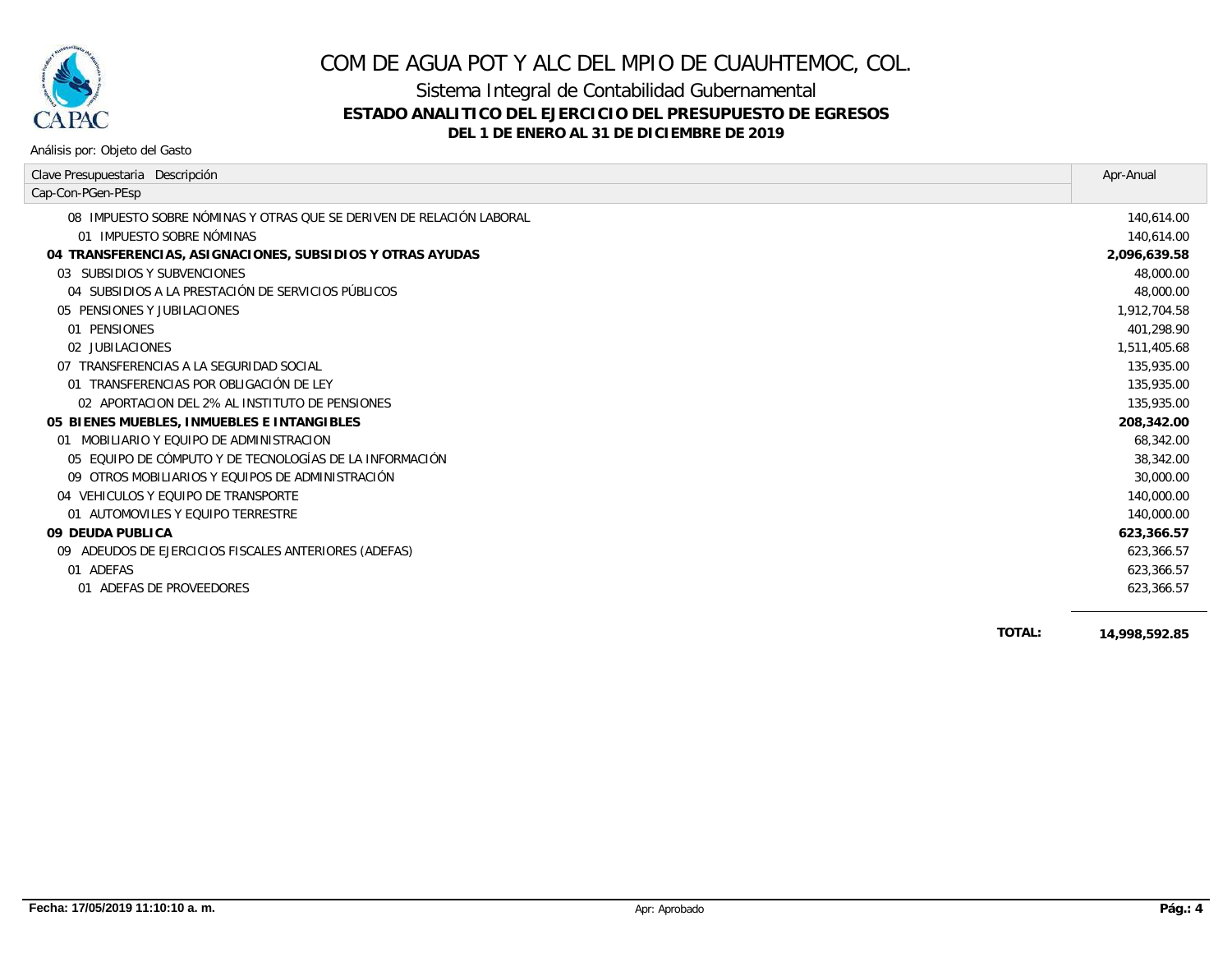# COM DE AGUA POT Y ALC DEL MPIO DE CUAUHTEMOC, COL.

## Sistema Integral de Contabilidad Gubernamental

### ESTADO ANALITICO DEL EJERCICIO DEL PRESUPUESTO DE EGRESOS

### DEL 1 DE ENERO AL 31 DE DICIEMBRE DE 2019

Análisis por: Objeto del Gasto

| Clave Presupuestaria Descripción<br>Cap-Con-PGen-PEsp | Apr-Anual |
|---|---|
| 08 IMPUESTO SOBRE NÓMINAS Y OTRAS QUE SE DERIVEN DE RELACIÓN LABORAL | 140,614.00 |
| 01 IMPUESTO SOBRE NÓMINAS | 140,614.00 |
| **04 TRANSFERENCIAS, ASIGNACIONES, SUBSIDIOS Y OTRAS AYUDAS** | **2,096,639.58** |
| 03 SUBSIDIOS Y SUBVENCIONES | 48,000.00 |
| 04 SUBSIDIOS A LA PRESTACIÓN DE SERVICIOS PÚBLICOS | 48,000.00 |
| 05 PENSIONES Y JUBILACIONES | 1,912,704.58 |
| 01 PENSIONES | 401,298.90 |
| 02 JUBILACIONES | 1,511,405.68 |
| 07 TRANSFERENCIAS A LA SEGURIDAD SOCIAL | 135,935.00 |
| 01 TRANSFERENCIAS POR OBLIGACIÓN DE LEY | 135,935.00 |
| 02 APORTACION DEL 2% AL INSTITUTO DE PENSIONES | 135,935.00 |
| **05 BIENES MUEBLES, INMUEBLES E INTANGIBLES** | **208,342.00** |
| 01 MOBILIARIO Y EQUIPO DE ADMINISTRACION | 68,342.00 |
| 05 EQUIPO DE CÓMPUTO Y DE TECNOLOGÍAS DE LA INFORMACIÓN | 38,342.00 |
| 09 OTROS MOBILIARIOS Y EQUIPOS DE ADMINISTRACIÓN | 30,000.00 |
| 04 VEHICULOS Y EQUIPO DE TRANSPORTE | 140,000.00 |
| 01 AUTOMOVILES Y EQUIPO TERRESTRE | 140,000.00 |
| **09 DEUDA PUBLICA** | **623,366.57** |
| 09 ADEUDOS DE EJERCICIOS FISCALES ANTERIORES (ADEFAS) | 623,366.57 |
| 01 ADEFAS | 623,366.57 |
| 01 ADEFAS DE PROVEEDORES | 623,366.57 |
| **TOTAL:** | **14,998,592.85** |

Fecha: 17/05/2019 11:10:10 a. m. Apr: Aprobado